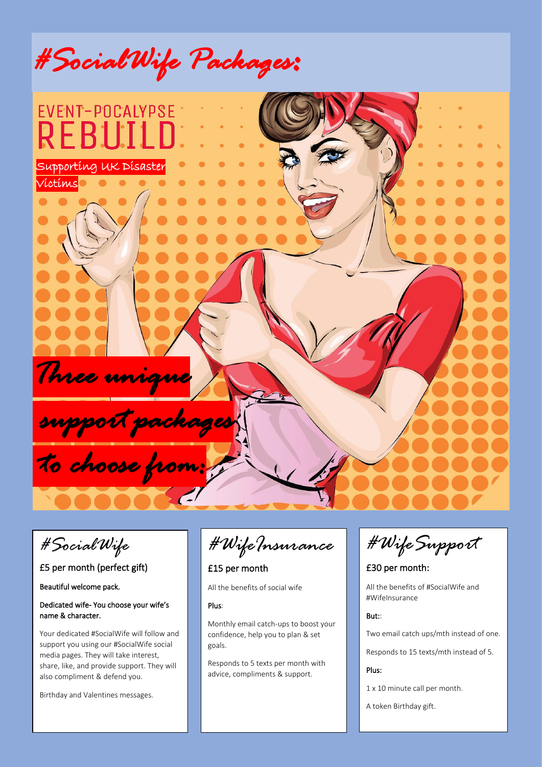# #SocialWife Packages:

EVENT-POCALYPSE
REBUILD

Supporting UK Disaster Victims

*Three unique support packages to choose from:*

## #SocialWife

£5 per month (perfect gift)

Beautiful welcome pack.

Dedicated wife- You choose your wife's name & character.

Your dedicated #SocialWife will follow and support you using our #SocialWife social media pages. They will take interest, share, like, and provide support. They will also compliment & defend you.

Birthday and Valentines messages.

## #WifeInsurance

£15 per month

All the benefits of social wife

Plus:

Monthly email catch-ups to boost your confidence, help you to plan & set goals.

Responds to 5 texts per month with advice, compliments & support.

## #WifeSupport

£30 per month:

All the benefits of #SocialWife and #WifeInsurance

But::

Two email catch ups/mth instead of one.

Responds to 15 texts/mth instead of 5.

Plus:

1 x 10 minute call per month.

A token Birthday gift.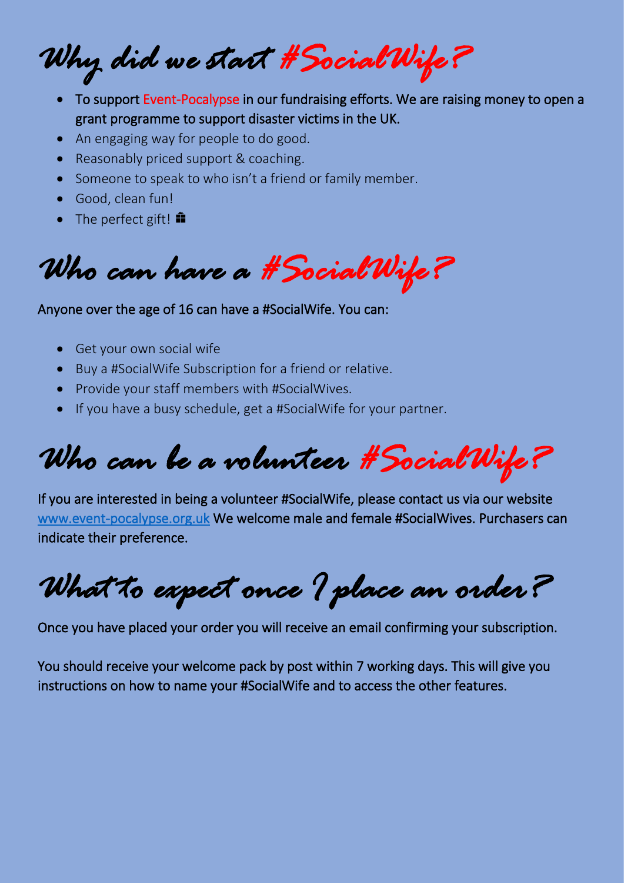# Why did we start #SocialWife?

- To support Event-Pocalypse in our fundraising efforts. We are raising money to open a grant programme to support disaster victims in the UK.
- An engaging way for people to do good.
- Reasonably priced support & coaching.
- Someone to speak to who isn't a friend or family member.
- Good, clean fun!
- The perfect gift! 🎁

# Who can have a #SocialWife?

Anyone over the age of 16 can have a #SocialWife. You can:

- Get your own social wife
- Buy a #SocialWife Subscription for a friend or relative.
- Provide your staff members with #SocialWives.
- If you have a busy schedule, get a #SocialWife for your partner.

# Who can be a volunteer #SocialWife?

If you are interested in being a volunteer #SocialWife, please contact us via our website www.event-pocalypse.org.uk We welcome male and female #SocialWives. Purchasers can indicate their preference.

# What to expect once I place an order?

Once you have placed your order you will receive an email confirming your subscription.

You should receive your welcome pack by post within 7 working days. This will give you instructions on how to name your #SocialWife and to access the other features.